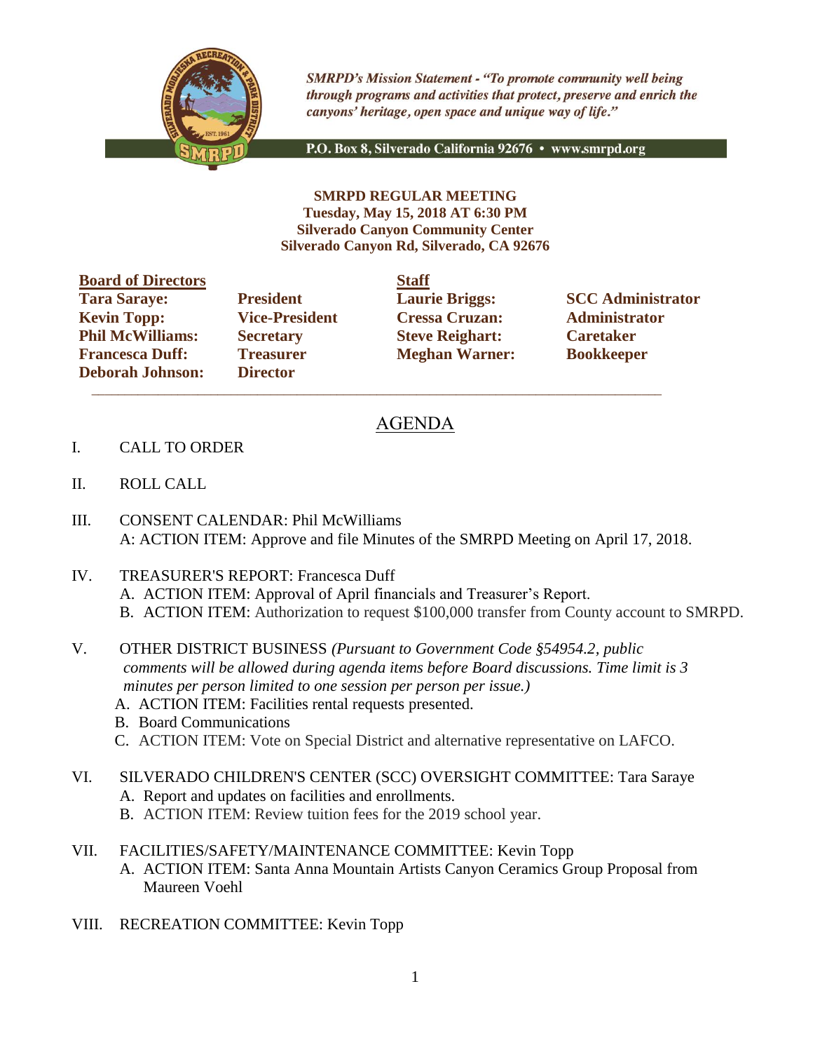*SMRPD's Mission Statement - "To promote community well being through programs and activities that protect, preserve and enrich the canyons' heritage, open space and unique way of life."*

P.O. Box 8, Silverado California 92676 • www.smrpd.org

**SMRPD REGULAR MEETING**
**Tuesday, May 15, 2018 AT 6:30 PM**
**Silverado Canyon Community Center**
**Silverado Canyon Rd, Silverado, CA 92676**

| **Board of Directors** | | **Staff** | |
|---|---|---|---|
| **Tara Saraye:** | **President** | **Laurie Briggs:** | **SCC Administrator** |
| **Kevin Topp:** | **Vice-President** | **Cressa Cruzan:** | **Administrator** |
| **Phil McWilliams:** | **Secretary** | **Steve Reighart:** | **Caretaker** |
| **Francesca Duff:** | **Treasurer** | **Meghan Warner:** | **Bookkeeper** |
| **Deborah Johnson:** | **Director** | | |

# AGENDA

I. CALL TO ORDER

II. ROLL CALL

III. CONSENT CALENDAR: Phil McWilliams
A: ACTION ITEM: Approve and file Minutes of the SMRPD Meeting on April 17, 2018.

IV. TREASURER'S REPORT: Francesca Duff
A. ACTION ITEM: Approval of April financials and Treasurer's Report.
B. ACTION ITEM: Authorization to request $100,000 transfer from County account to SMRPD.

V. OTHER DISTRICT BUSINESS *(Pursuant to Government Code §54954.2, public comments will be allowed during agenda items before Board discussions. Time limit is 3 minutes per person limited to one session per person per issue.)*
A. ACTION ITEM: Facilities rental requests presented.
B. Board Communications
C. ACTION ITEM: Vote on Special District and alternative representative on LAFCO.

VI. SILVERADO CHILDREN'S CENTER (SCC) OVERSIGHT COMMITTEE: Tara Saraye
A. Report and updates on facilities and enrollments.
B. ACTION ITEM: Review tuition fees for the 2019 school year.

VII. FACILITIES/SAFETY/MAINTENANCE COMMITTEE: Kevin Topp
A. ACTION ITEM: Santa Anna Mountain Artists Canyon Ceramics Group Proposal from Maureen Voehl

VIII. RECREATION COMMITTEE: Kevin Topp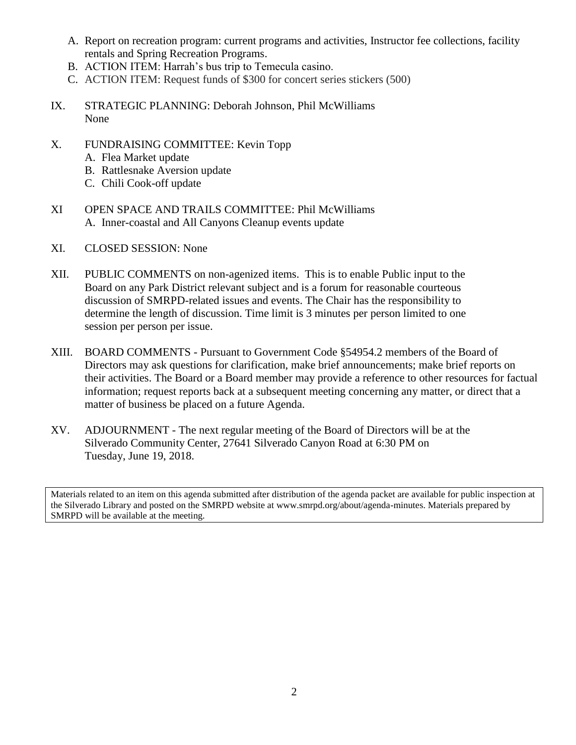A. Report on recreation program: current programs and activities, Instructor fee collections, facility rentals and Spring Recreation Programs.
B. ACTION ITEM: Harrah's bus trip to Temecula casino.
C. ACTION ITEM: Request funds of $300 for concert series stickers (500)

IX. STRATEGIC PLANNING: Deborah Johnson, Phil McWilliams
None

X. FUNDRAISING COMMITTEE: Kevin Topp
A. Flea Market update
B. Rattlesnake Aversion update
C. Chili Cook-off update

XI OPEN SPACE AND TRAILS COMMITTEE: Phil McWilliams
A. Inner-coastal and All Canyons Cleanup events update

XI. CLOSED SESSION: None

XII. PUBLIC COMMENTS on non-agenized items. This is to enable Public input to the Board on any Park District relevant subject and is a forum for reasonable courteous discussion of SMRPD-related issues and events. The Chair has the responsibility to determine the length of discussion. Time limit is 3 minutes per person limited to one session per person per issue.

XIII. BOARD COMMENTS - Pursuant to Government Code §54954.2 members of the Board of Directors may ask questions for clarification, make brief announcements; make brief reports on their activities. The Board or a Board member may provide a reference to other resources for factual information; request reports back at a subsequent meeting concerning any matter, or direct that a matter of business be placed on a future Agenda.

XV. ADJOURNMENT - The next regular meeting of the Board of Directors will be at the Silverado Community Center, 27641 Silverado Canyon Road at 6:30 PM on Tuesday, June 19, 2018.

Materials related to an item on this agenda submitted after distribution of the agenda packet are available for public inspection at the Silverado Library and posted on the SMRPD website at www.smrpd.org/about/agenda-minutes. Materials prepared by SMRPD will be available at the meeting.